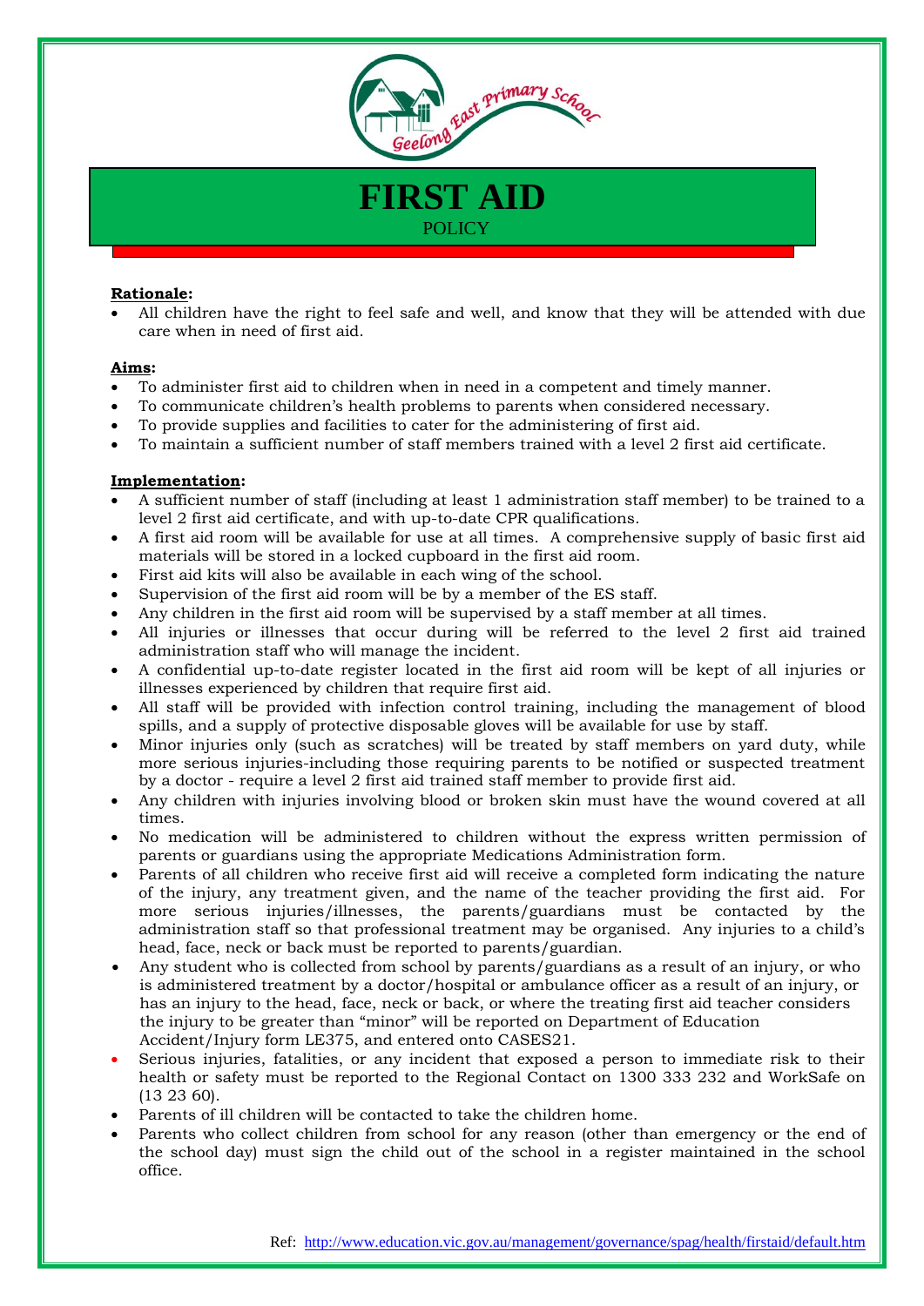# FIRST AID

POLICY

**Rationale:**

- All children have the right to feel safe and well, and know that they will be attended with due care when in need of first aid.

**Aims:**

- To administer first aid to children when in need in a competent and timely manner.
- To communicate children's health problems to parents when considered necessary.
- To provide supplies and facilities to cater for the administering of first aid.
- To maintain a sufficient number of staff members trained with a level 2 first aid certificate.

**Implementation:**

- A sufficient number of staff (including at least 1 administration staff member) to be trained to a level 2 first aid certificate, and with up-to-date CPR qualifications.
- A first aid room will be available for use at all times. A comprehensive supply of basic first aid materials will be stored in a locked cupboard in the first aid room.
- First aid kits will also be available in each wing of the school.
- Supervision of the first aid room will be by a member of the ES staff.
- Any children in the first aid room will be supervised by a staff member at all times.
- All injuries or illnesses that occur during will be referred to the level 2 first aid trained administration staff who will manage the incident.
- A confidential up-to-date register located in the first aid room will be kept of all injuries or illnesses experienced by children that require first aid.
- All staff will be provided with infection control training, including the management of blood spills, and a supply of protective disposable gloves will be available for use by staff.
- Minor injuries only (such as scratches) will be treated by staff members on yard duty, while more serious injuries-including those requiring parents to be notified or suspected treatment by a doctor - require a level 2 first aid trained staff member to provide first aid.
- Any children with injuries involving blood or broken skin must have the wound covered at all times.
- No medication will be administered to children without the express written permission of parents or guardians using the appropriate Medications Administration form.
- Parents of all children who receive first aid will receive a completed form indicating the nature of the injury, any treatment given, and the name of the teacher providing the first aid. For more serious injuries/illnesses, the parents/guardians must be contacted by the administration staff so that professional treatment may be organised. Any injuries to a child's head, face, neck or back must be reported to parents/guardian.
- Any student who is collected from school by parents/guardians as a result of an injury, or who is administered treatment by a doctor/hospital or ambulance officer as a result of an injury, or has an injury to the head, face, neck or back, or where the treating first aid teacher considers the injury to be greater than "minor" will be reported on Department of Education Accident/Injury form LE375, and entered onto CASES21.
- Serious injuries, fatalities, or any incident that exposed a person to immediate risk to their health or safety must be reported to the Regional Contact on 1300 333 232 and WorkSafe on (13 23 60).
- Parents of ill children will be contacted to take the children home.
- Parents who collect children from school for any reason (other than emergency or the end of the school day) must sign the child out of the school in a register maintained in the school office.

Ref: http://www.education.vic.gov.au/management/governance/spag/health/firstaid/default.htm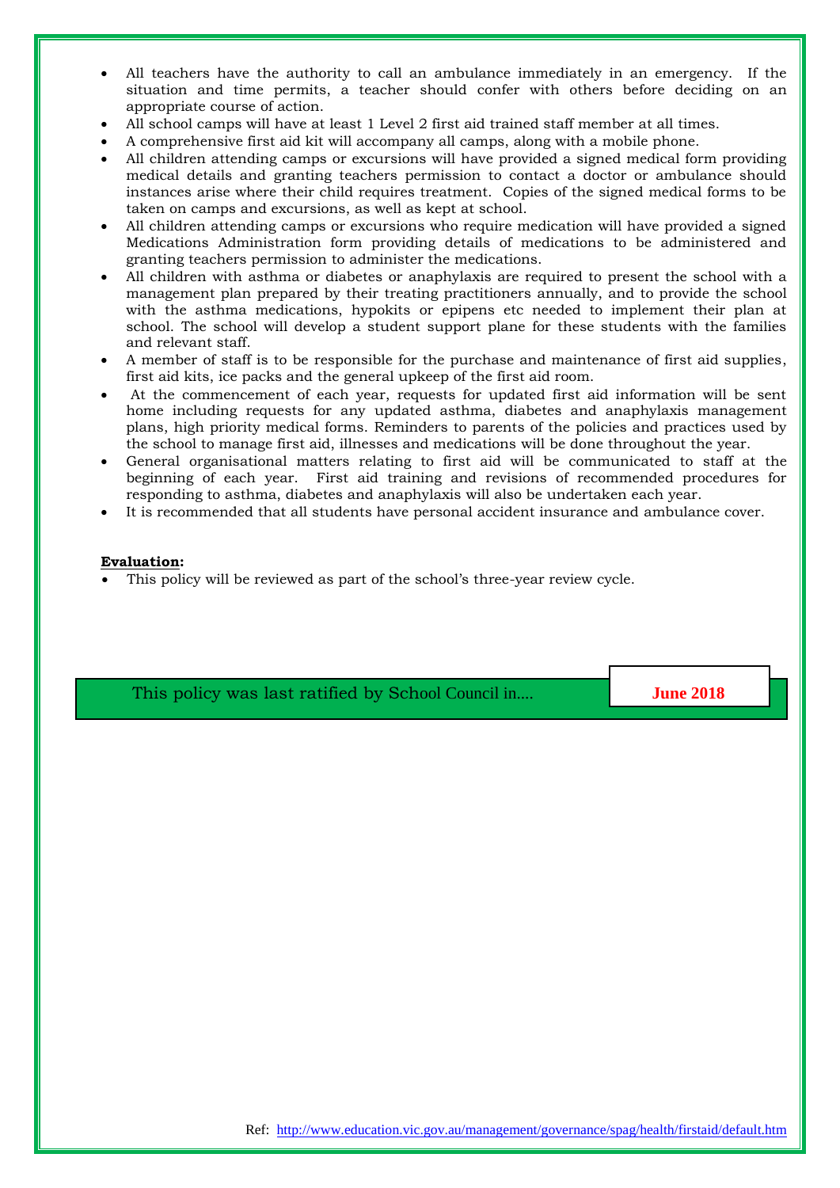- All teachers have the authority to call an ambulance immediately in an emergency. If the situation and time permits, a teacher should confer with others before deciding on an appropriate course of action.
- All school camps will have at least 1 Level 2 first aid trained staff member at all times.
- A comprehensive first aid kit will accompany all camps, along with a mobile phone.
- All children attending camps or excursions will have provided a signed medical form providing medical details and granting teachers permission to contact a doctor or ambulance should instances arise where their child requires treatment. Copies of the signed medical forms to be taken on camps and excursions, as well as kept at school.
- All children attending camps or excursions who require medication will have provided a signed Medications Administration form providing details of medications to be administered and granting teachers permission to administer the medications.
- All children with asthma or diabetes or anaphylaxis are required to present the school with a management plan prepared by their treating practitioners annually, and to provide the school with the asthma medications, hypokits or epipens etc needed to implement their plan at school. The school will develop a student support plane for these students with the families and relevant staff.
- A member of staff is to be responsible for the purchase and maintenance of first aid supplies, first aid kits, ice packs and the general upkeep of the first aid room.
- At the commencement of each year, requests for updated first aid information will be sent home including requests for any updated asthma, diabetes and anaphylaxis management plans, high priority medical forms. Reminders to parents of the policies and practices used by the school to manage first aid, illnesses and medications will be done throughout the year.
- General organisational matters relating to first aid will be communicated to staff at the beginning of each year. First aid training and revisions of recommended procedures for responding to asthma, diabetes and anaphylaxis will also be undertaken each year.
- It is recommended that all students have personal accident insurance and ambulance cover.

**Evaluation:**

- This policy will be reviewed as part of the school's three-year review cycle.

This policy was last ratified by School Council in.... **June 2018**

Ref: http://www.education.vic.gov.au/management/governance/spag/health/firstaid/default.htm